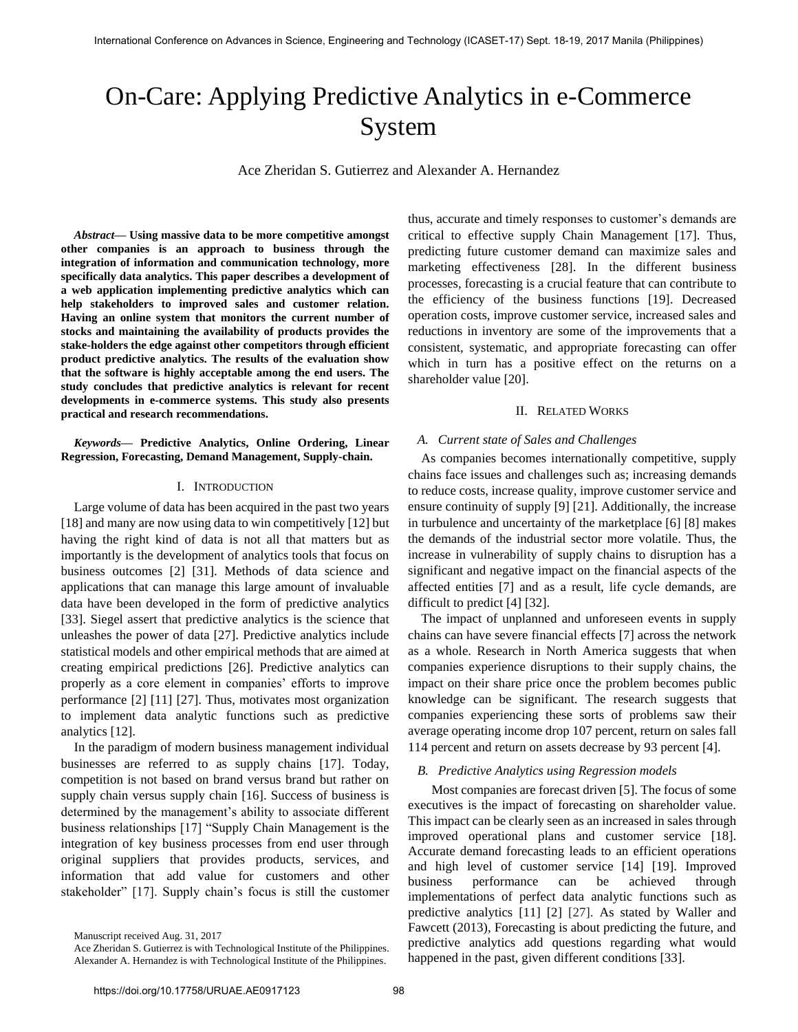# On-Care: Applying Predictive Analytics in e-Commerce System

Ace Zheridan S. Gutierrez and Alexander A. Hernandez

***Abstract*— Using massive data to be more competitive amongst other companies is an approach to business through the integration of information and communication technology, more specifically data analytics. This paper describes a development of a web application implementing predictive analytics which can help stakeholders to improved sales and customer relation. Having an online system that monitors the current number of stocks and maintaining the availability of products provides the stake-holders the edge against other competitors through efficient product predictive analytics. The results of the evaluation show that the software is highly acceptable among the end users. The study concludes that predictive analytics is relevant for recent developments in e-commerce systems. This study also presents practical and research recommendations.**

***Keywords*— Predictive Analytics, Online Ordering, Linear Regression, Forecasting, Demand Management, Supply-chain.**

## I. Introduction

Large volume of data has been acquired in the past two years [18] and many are now using data to win competitively [12] but having the right kind of data is not all that matters but as importantly is the development of analytics tools that focus on business outcomes [2] [31]. Methods of data science and applications that can manage this large amount of invaluable data have been developed in the form of predictive analytics [33]. Siegel assert that predictive analytics is the science that unleashes the power of data [27]. Predictive analytics include statistical models and other empirical methods that are aimed at creating empirical predictions [26]. Predictive analytics can properly as a core element in companies' efforts to improve performance [2] [11] [27]. Thus, motivates most organization to implement data analytic functions such as predictive analytics [12].

In the paradigm of modern business management individual businesses are referred to as supply chains [17]. Today, competition is not based on brand versus brand but rather on supply chain versus supply chain [16]. Success of business is determined by the management's ability to associate different business relationships [17] "Supply Chain Management is the integration of key business processes from end user through original suppliers that provides products, services, and information that add value for customers and other stakeholder" [17]. Supply chain's focus is still the customer thus, accurate and timely responses to customer's demands are critical to effective supply Chain Management [17]. Thus, predicting future customer demand can maximize sales and marketing effectiveness [28]. In the different business processes, forecasting is a crucial feature that can contribute to the efficiency of the business functions [19]. Decreased operation costs, improve customer service, increased sales and reductions in inventory are some of the improvements that a consistent, systematic, and appropriate forecasting can offer which in turn has a positive effect on the returns on a shareholder value [20].

## II. Related Works

### A. Current state of Sales and Challenges

As companies becomes internationally competitive, supply chains face issues and challenges such as; increasing demands to reduce costs, increase quality, improve customer service and ensure continuity of supply [9] [21]. Additionally, the increase in turbulence and uncertainty of the marketplace [6] [8] makes the demands of the industrial sector more volatile. Thus, the increase in vulnerability of supply chains to disruption has a significant and negative impact on the financial aspects of the affected entities [7] and as a result, life cycle demands, are difficult to predict [4] [32].

The impact of unplanned and unforeseen events in supply chains can have severe financial effects [7] across the network as a whole. Research in North America suggests that when companies experience disruptions to their supply chains, the impact on their share price once the problem becomes public knowledge can be significant. The research suggests that companies experiencing these sorts of problems saw their average operating income drop 107 percent, return on sales fall 114 percent and return on assets decrease by 93 percent [4].

### B. Predictive Analytics using Regression models

Most companies are forecast driven [5]. The focus of some executives is the impact of forecasting on shareholder value. This impact can be clearly seen as an increased in sales through improved operational plans and customer service [18]. Accurate demand forecasting leads to an efficient operations and high level of customer service [14] [19]. Improved business performance can be achieved through implementations of perfect data analytic functions such as predictive analytics [11] [2] [27]. As stated by Waller and Fawcett (2013), Forecasting is about predicting the future, and predictive analytics add questions regarding what would happened in the past, given different conditions [33].

Manuscript received Aug. 31, 2017

Ace Zheridan S. Gutierrez is with Technological Institute of the Philippines.
Alexander A. Hernandez is with Technological Institute of the Philippines.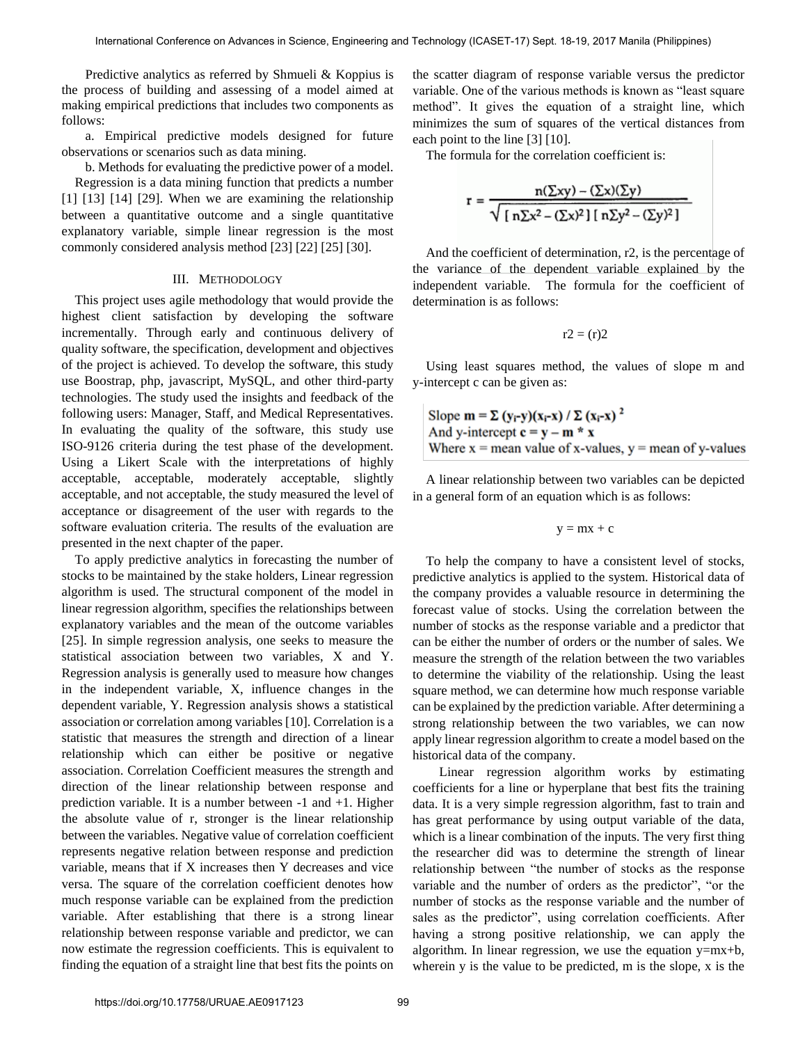Predictive analytics as referred by Shmueli & Koppius is the process of building and assessing of a model aimed at making empirical predictions that includes two components as follows:

a. Empirical predictive models designed for future observations or scenarios such as data mining.

b. Methods for evaluating the predictive power of a model.

Regression is a data mining function that predicts a number [1] [13] [14] [29]. When we are examining the relationship between a quantitative outcome and a single quantitative explanatory variable, simple linear regression is the most commonly considered analysis method [23] [22] [25] [30].

## III. Methodology

This project uses agile methodology that would provide the highest client satisfaction by developing the software incrementally. Through early and continuous delivery of quality software, the specification, development and objectives of the project is achieved. To develop the software, this study use Boostrap, php, javascript, MySQL, and other third-party technologies. The study used the insights and feedback of the following users: Manager, Staff, and Medical Representatives. In evaluating the quality of the software, this study use ISO-9126 criteria during the test phase of the development. Using a Likert Scale with the interpretations of highly acceptable, acceptable, moderately acceptable, slightly acceptable, and not acceptable, the study measured the level of acceptance or disagreement of the user with regards to the software evaluation criteria. The results of the evaluation are presented in the next chapter of the paper.

To apply predictive analytics in forecasting the number of stocks to be maintained by the stake holders, Linear regression algorithm is used. The structural component of the model in linear regression algorithm, specifies the relationships between explanatory variables and the mean of the outcome variables [25]. In simple regression analysis, one seeks to measure the statistical association between two variables, X and Y. Regression analysis is generally used to measure how changes in the independent variable, X, influence changes in the dependent variable, Y. Regression analysis shows a statistical association or correlation among variables [10]. Correlation is a statistic that measures the strength and direction of a linear relationship which can either be positive or negative association. Correlation Coefficient measures the strength and direction of the linear relationship between response and prediction variable. It is a number between -1 and +1. Higher the absolute value of r, stronger is the linear relationship between the variables. Negative value of correlation coefficient represents negative relation between response and prediction variable, means that if X increases then Y decreases and vice versa. The square of the correlation coefficient denotes how much response variable can be explained from the prediction variable. After establishing that there is a strong linear relationship between response variable and predictor, we can now estimate the regression coefficients. This is equivalent to finding the equation of a straight line that best fits the points on the scatter diagram of response variable versus the predictor variable. One of the various methods is known as "least square method". It gives the equation of a straight line, which minimizes the sum of squares of the vertical distances from each point to the line [3] [10].

The formula for the correlation coefficient is:

$$r = \frac{n(\Sigma xy) - (\Sigma x)(\Sigma y)}{\sqrt{[n\Sigma x^2 - (\Sigma x)^2][n\Sigma y^2 - (\Sigma y)^2]}}$$

And the coefficient of determination, r2, is the percentage of the variance of the dependent variable explained by the independent variable. The formula for the coefficient of determination is as follows:

$$r2 = (r)2$$

Using least squares method, the values of slope m and y-intercept c can be given as:

**Slope** $\mathbf{m = \Sigma (y_i - y)(x_i - x) / \Sigma (x_i - x)^2}$
And y-intercept $\mathbf{c = y - m * x}$
Where x = mean value of x-values, y = mean of y-values

A linear relationship between two variables can be depicted in a general form of an equation which is as follows:

$$y = mx + c$$

To help the company to have a consistent level of stocks, predictive analytics is applied to the system. Historical data of the company provides a valuable resource in determining the forecast value of stocks. Using the correlation between the number of stocks as the response variable and a predictor that can be either the number of orders or the number of sales. We measure the strength of the relation between the two variables to determine the viability of the relationship. Using the least square method, we can determine how much response variable can be explained by the prediction variable. After determining a strong relationship between the two variables, we can now apply linear regression algorithm to create a model based on the historical data of the company.

Linear regression algorithm works by estimating coefficients for a line or hyperplane that best fits the training data. It is a very simple regression algorithm, fast to train and has great performance by using output variable of the data, which is a linear combination of the inputs. The very first thing the researcher did was to determine the strength of linear relationship between "the number of stocks as the response variable and the number of orders as the predictor", "or the number of stocks as the response variable and the number of sales as the predictor", using correlation coefficients. After having a strong positive relationship, we can apply the algorithm. In linear regression, we use the equation y=mx+b, wherein y is the value to be predicted, m is the slope, x is the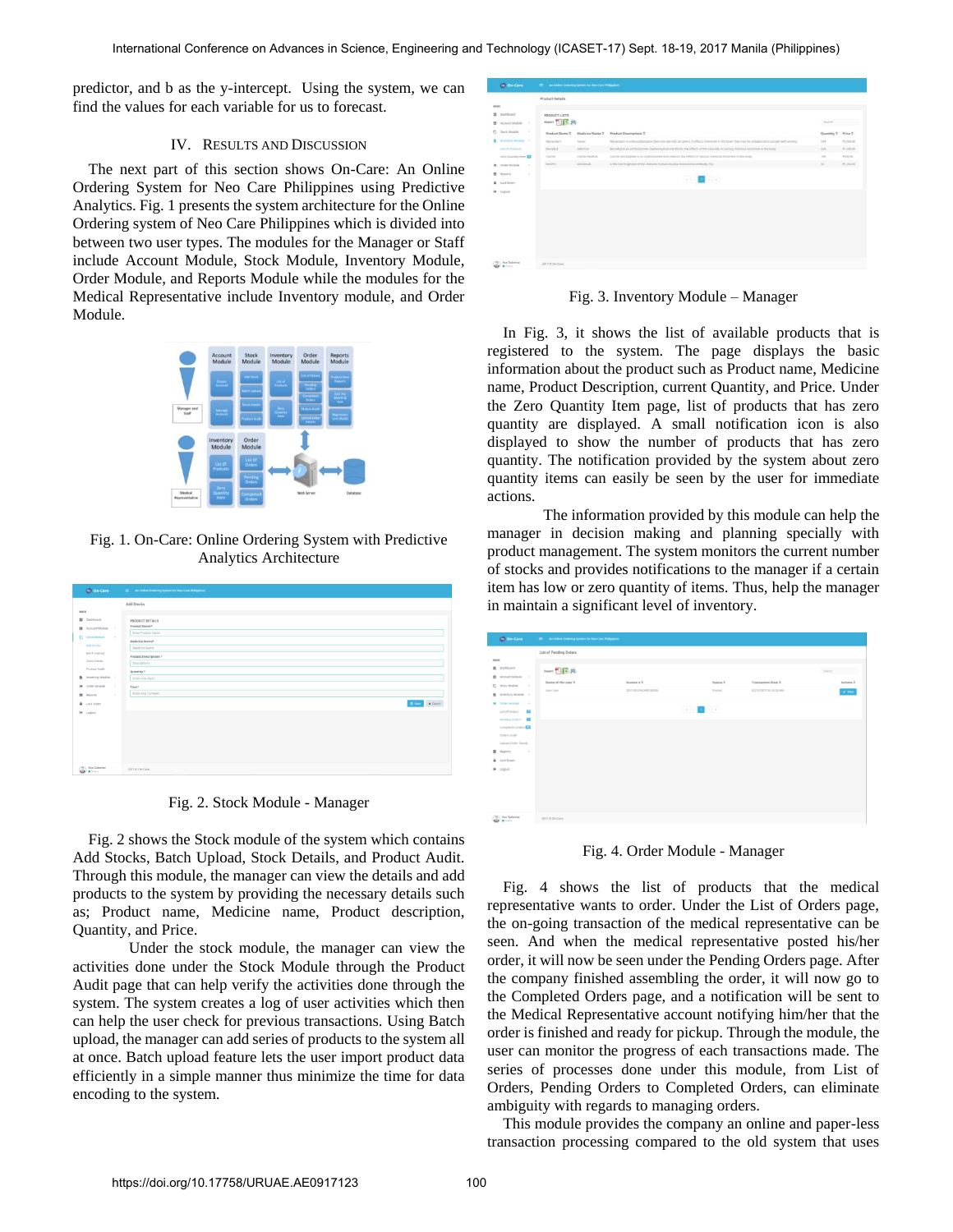predictor, and b as the y-intercept. Using the system, we can find the values for each variable for us to forecast.

## IV. Results and Discussion

The next part of this section shows On-Care: An Online Ordering System for Neo Care Philippines using Predictive Analytics. Fig. 1 presents the system architecture for the Online Ordering system of Neo Care Philippines which is divided into between two user types. The modules for the Manager or Staff include Account Module, Stock Module, Inventory Module, Order Module, and Reports Module while the modules for the Medical Representative include Inventory module, and Order Module.

Fig. 1. On-Care: Online Ordering System with Predictive Analytics Architecture

Fig. 2. Stock Module - Manager

Fig. 2 shows the Stock module of the system which contains Add Stocks, Batch Upload, Stock Details, and Product Audit. Through this module, the manager can view the details and add products to the system by providing the necessary details such as; Product name, Medicine name, Product description, Quantity, and Price.

Under the stock module, the manager can view the activities done under the Stock Module through the Product Audit page that can help verify the activities done through the system. The system creates a log of user activities which then can help the user check for previous transactions. Using Batch upload, the manager can add series of products to the system all at once. Batch upload feature lets the user import product data efficiently in a simple manner thus minimize the time for data encoding to the system.

Fig. 3. Inventory Module – Manager

In Fig. 3, it shows the list of available products that is registered to the system. The page displays the basic information about the product such as Product name, Medicine name, Product Description, current Quantity, and Price. Under the Zero Quantity Item page, list of products that has zero quantity are displayed. A small notification icon is also displayed to show the number of products that has zero quantity. The notification provided by the system about zero quantity items can easily be seen by the user for immediate actions.

The information provided by this module can help the manager in decision making and planning specially with product management. The system monitors the current number of stocks and provides notifications to the manager if a certain item has low or zero quantity of items. Thus, help the manager in maintain a significant level of inventory.

Fig. 4. Order Module - Manager

Fig. 4 shows the list of products that the medical representative wants to order. Under the List of Orders page, the on-going transaction of the medical representative can be seen. And when the medical representative posted his/her order, it will now be seen under the Pending Orders page. After the company finished assembling the order, it will now go to the Completed Orders page, and a notification will be sent to the Medical Representative account notifying him/her that the order is finished and ready for pickup. Through the module, the user can monitor the progress of each transactions made. The series of processes done under this module, from List of Orders, Pending Orders to Completed Orders, can eliminate ambiguity with regards to managing orders.

This module provides the company an online and paper-less transaction processing compared to the old system that uses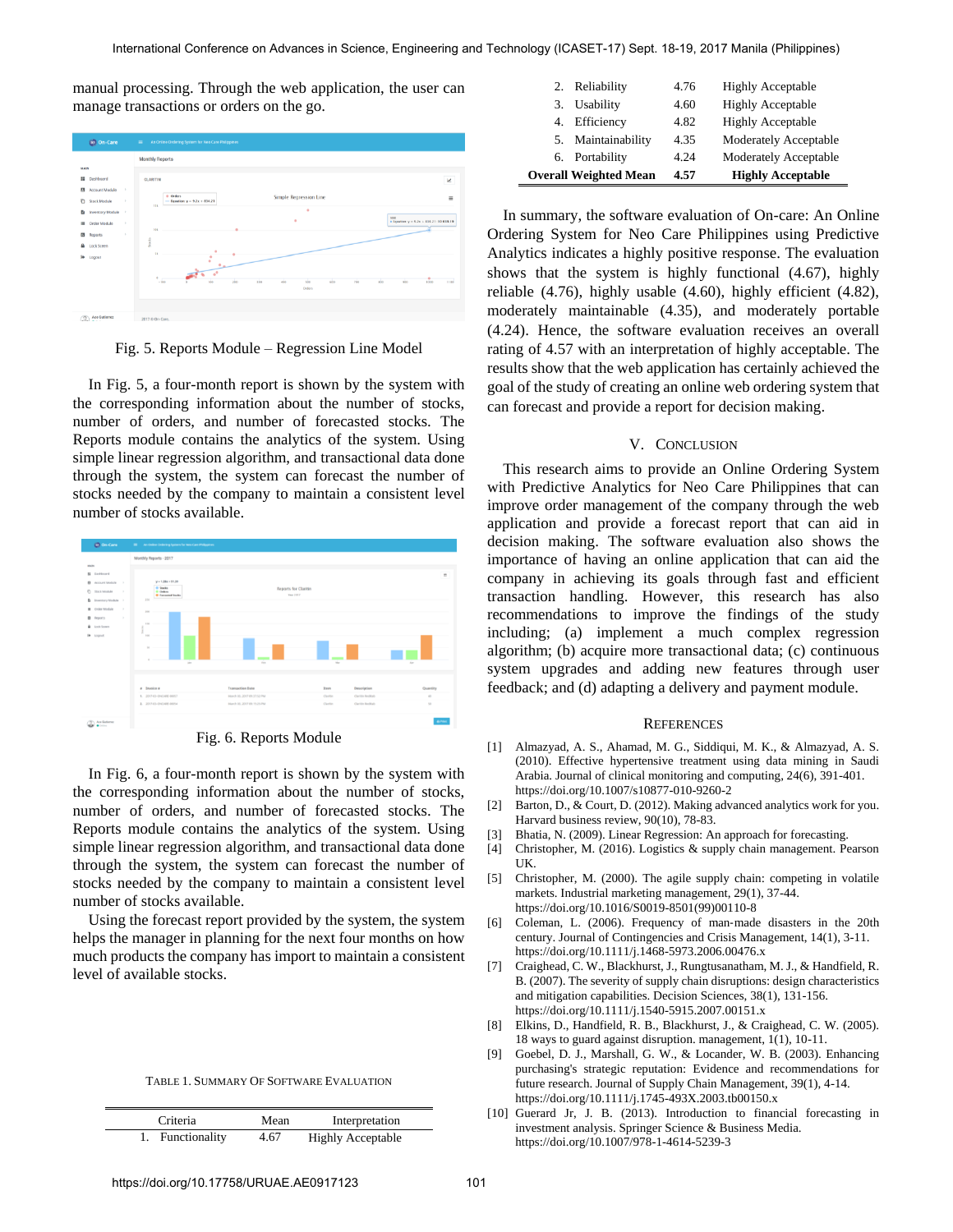manual processing. Through the web application, the user can manage transactions or orders on the go.

Fig. 5. Reports Module – Regression Line Model

In Fig. 5, a four-month report is shown by the system with the corresponding information about the number of stocks, number of orders, and number of forecasted stocks. The Reports module contains the analytics of the system. Using simple linear regression algorithm, and transactional data done through the system, the system can forecast the number of stocks needed by the company to maintain a consistent level number of stocks available.

Fig. 6. Reports Module

In Fig. 6, a four-month report is shown by the system with the corresponding information about the number of stocks, number of orders, and number of forecasted stocks. The Reports module contains the analytics of the system. Using simple linear regression algorithm, and transactional data done through the system, the system can forecast the number of stocks needed by the company to maintain a consistent level number of stocks available.

Using the forecast report provided by the system, the system helps the manager in planning for the next four months on how much products the company has import to maintain a consistent level of available stocks.

TABLE 1. SUMMARY OF SOFTWARE EVALUATION

| Criteria | Mean | Interpretation |
|---|---|---|
| 1. Functionality | 4.67 | Highly Acceptable |
| 2. Reliability | 4.76 | Highly Acceptable |
| 3. Usability | 4.60 | Highly Acceptable |
| 4. Efficiency | 4.82 | Highly Acceptable |
| 5. Maintainability | 4.35 | Moderately Acceptable |
| 6. Portability | 4.24 | Moderately Acceptable |
| **Overall Weighted Mean** | **4.57** | **Highly Acceptable** |

In summary, the software evaluation of On-care: An Online Ordering System for Neo Care Philippines using Predictive Analytics indicates a highly positive response. The evaluation shows that the system is highly functional (4.67), highly reliable (4.76), highly usable (4.60), highly efficient (4.82), moderately maintainable (4.35), and moderately portable (4.24). Hence, the software evaluation receives an overall rating of 4.57 with an interpretation of highly acceptable. The results show that the web application has certainly achieved the goal of the study of creating an online web ordering system that can forecast and provide a report for decision making.

## V. CONCLUSION

This research aims to provide an Online Ordering System with Predictive Analytics for Neo Care Philippines that can improve order management of the company through the web application and provide a forecast report that can aid in decision making. The software evaluation also shows the importance of having an online application that can aid the company in achieving its goals through fast and efficient transaction handling. However, this research has also recommendations to improve the findings of the study including; (a) implement a much complex regression algorithm; (b) acquire more transactional data; (c) continuous system upgrades and adding new features through user feedback; and (d) adapting a delivery and payment module.

## REFERENCES

[1] Almazyad, A. S., Ahamad, M. G., Siddiqui, M. K., & Almazyad, A. S. (2010). Effective hypertensive treatment using data mining in Saudi Arabia. Journal of clinical monitoring and computing, 24(6), 391-401. https://doi.org/10.1007/s10877-010-9260-2

[2] Barton, D., & Court, D. (2012). Making advanced analytics work for you. Harvard business review, 90(10), 78-83.

[3] Bhatia, N. (2009). Linear Regression: An approach for forecasting.

[4] Christopher, M. (2016). Logistics & supply chain management. Pearson UK.

[5] Christopher, M. (2000). The agile supply chain: competing in volatile markets. Industrial marketing management, 29(1), 37-44. https://doi.org/10.1016/S0019-8501(99)00110-8

[6] Coleman, L. (2006). Frequency of man-made disasters in the 20th century. Journal of Contingencies and Crisis Management, 14(1), 3-11. https://doi.org/10.1111/j.1468-5973.2006.00476.x

[7] Craighead, C. W., Blackhurst, J., Rungtusanatham, M. J., & Handfield, R. B. (2007). The severity of supply chain disruptions: design characteristics and mitigation capabilities. Decision Sciences, 38(1), 131-156. https://doi.org/10.1111/j.1540-5915.2007.00151.x

[8] Elkins, D., Handfield, R. B., Blackhurst, J., & Craighead, C. W. (2005). 18 ways to guard against disruption. management, 1(1), 10-11.

[9] Goebel, D. J., Marshall, G. W., & Locander, W. B. (2003). Enhancing purchasing's strategic reputation: Evidence and recommendations for future research. Journal of Supply Chain Management, 39(1), 4-14. https://doi.org/10.1111/j.1745-493X.2003.tb00150.x

[10] Guerard Jr, J. B. (2013). Introduction to financial forecasting in investment analysis. Springer Science & Business Media. https://doi.org/10.1007/978-1-4614-5239-3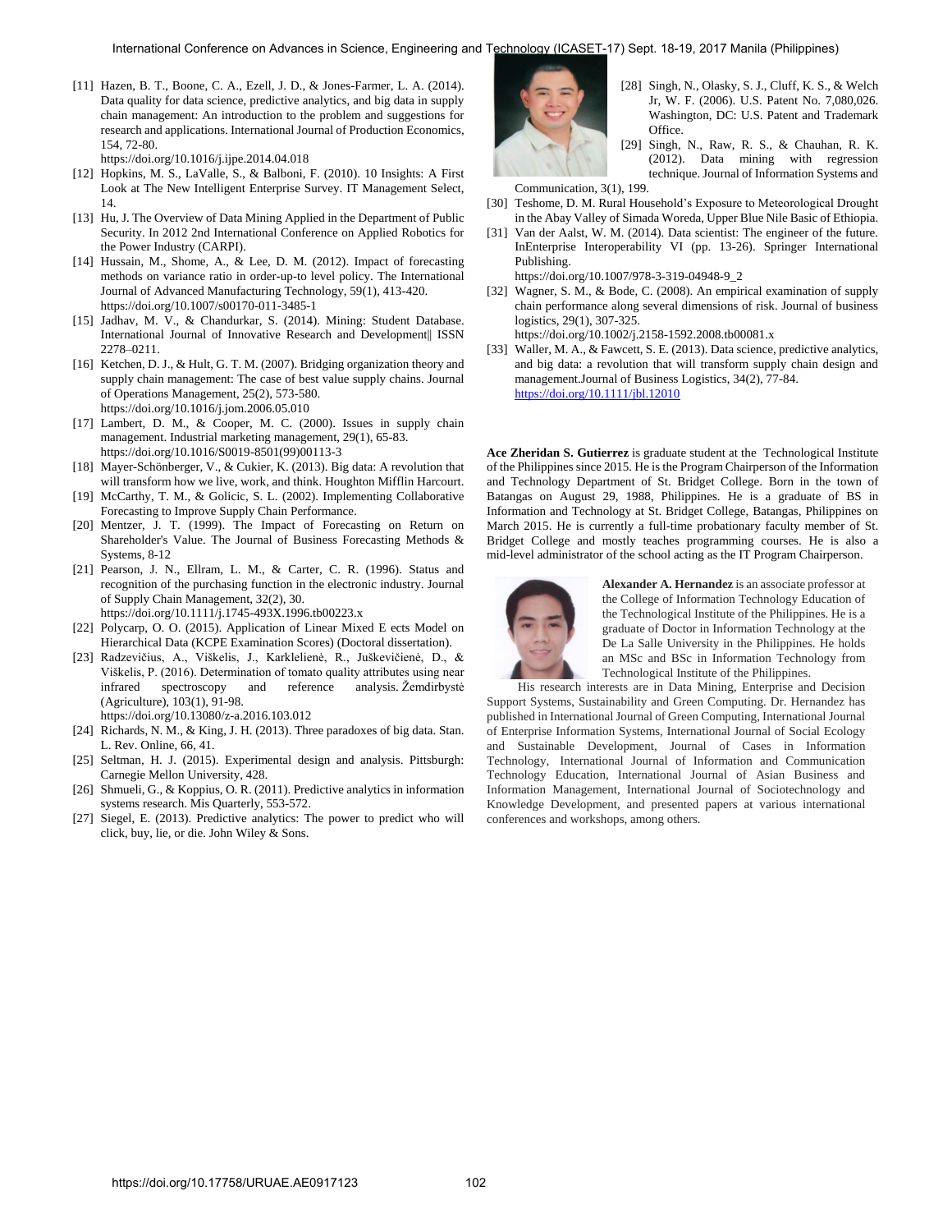[11] Hazen, B. T., Boone, C. A., Ezell, J. D., & Jones-Farmer, L. A. (2014). Data quality for data science, predictive analytics, and big data in supply chain management: An introduction to the problem and suggestions for research and applications. International Journal of Production Economics, 154, 72-80.
https://doi.org/10.1016/j.ijpe.2014.04.018

[12] Hopkins, M. S., LaValle, S., & Balboni, F. (2010). 10 Insights: A First Look at The New Intelligent Enterprise Survey. IT Management Select, 14.

[13] Hu, J. The Overview of Data Mining Applied in the Department of Public Security. In 2012 2nd International Conference on Applied Robotics for the Power Industry (CARPI).

[14] Hussain, M., Shome, A., & Lee, D. M. (2012). Impact of forecasting methods on variance ratio in order-up-to level policy. The International Journal of Advanced Manufacturing Technology, 59(1), 413-420.
https://doi.org/10.1007/s00170-011-3485-1

[15] Jadhav, M. V., & Chandurkar, S. (2014). Mining: Student Database. International Journal of Innovative Research and Development‖ ISSN 2278–0211.

[16] Ketchen, D. J., & Hult, G. T. M. (2007). Bridging organization theory and supply chain management: The case of best value supply chains. Journal of Operations Management, 25(2), 573-580.
https://doi.org/10.1016/j.jom.2006.05.010

[17] Lambert, D. M., & Cooper, M. C. (2000). Issues in supply chain management. Industrial marketing management, 29(1), 65-83.
https://doi.org/10.1016/S0019-8501(99)00113-3

[18] Mayer-Schönberger, V., & Cukier, K. (2013). Big data: A revolution that will transform how we live, work, and think. Houghton Mifflin Harcourt.

[19] McCarthy, T. M., & Golicic, S. L. (2002). Implementing Collaborative Forecasting to Improve Supply Chain Performance.

[20] Mentzer, J. T. (1999). The Impact of Forecasting on Return on Shareholder's Value. The Journal of Business Forecasting Methods & Systems, 8-12

[21] Pearson, J. N., Ellram, L. M., & Carter, C. R. (1996). Status and recognition of the purchasing function in the electronic industry. Journal of Supply Chain Management, 32(2), 30.
https://doi.org/10.1111/j.1745-493X.1996.tb00223.x

[22] Polycarp, O. O. (2015). Application of Linear Mixed E ects Model on Hierarchical Data (KCPE Examination Scores) (Doctoral dissertation).

[23] Radzevičius, A., Viškelis, J., Karklelienė, R., Juškevičienė, D., & Viškelis, P. (2016). Determination of tomato quality attributes using near infrared spectroscopy and reference analysis. Žemdirbystė (Agriculture), 103(1), 91-98.
https://doi.org/10.13080/z-a.2016.103.012

[24] Richards, N. M., & King, J. H. (2013). Three paradoxes of big data. Stan. L. Rev. Online, 66, 41.

[25] Seltman, H. J. (2015). Experimental design and analysis. Pittsburgh: Carnegie Mellon University, 428.

[26] Shmueli, G., & Koppius, O. R. (2011). Predictive analytics in information systems research. Mis Quarterly, 553-572.

[27] Siegel, E. (2013). Predictive analytics: The power to predict who will click, buy, lie, or die. John Wiley & Sons.

[28] Singh, N., Olasky, S. J., Cluff, K. S., & Welch Jr, W. F. (2006). U.S. Patent No. 7,080,026. Washington, DC: U.S. Patent and Trademark Office.

[29] Singh, N., Raw, R. S., & Chauhan, R. K. (2012). Data mining with regression technique. Journal of Information Systems and Communication, 3(1), 199.

[30] Teshome, D. M. Rural Household's Exposure to Meteorological Drought in the Abay Valley of Simada Woreda, Upper Blue Nile Basic of Ethiopia.

[31] Van der Aalst, W. M. (2014). Data scientist: The engineer of the future. InEnterprise Interoperability VI (pp. 13-26). Springer International Publishing.
https://doi.org/10.1007/978-3-319-04948-9_2

[32] Wagner, S. M., & Bode, C. (2008). An empirical examination of supply chain performance along several dimensions of risk. Journal of business logistics, 29(1), 307-325.
https://doi.org/10.1002/j.2158-1592.2008.tb00081.x

[33] Waller, M. A., & Fawcett, S. E. (2013). Data science, predictive analytics, and big data: a revolution that will transform supply chain design and management.Journal of Business Logistics, 34(2), 77-84.
https://doi.org/10.1111/jbl.12010

**Ace Zheridan S. Gutierrez** is graduate student at the Technological Institute of the Philippines since 2015. He is the Program Chairperson of the Information and Technology Department of St. Bridget College. Born in the town of Batangas on August 29, 1988, Philippines. He is a graduate of BS in Information and Technology at St. Bridget College, Batangas, Philippines on March 2015. He is currently a full-time probationary faculty member of St. Bridget College and mostly teaches programming courses. He is also a mid-level administrator of the school acting as the IT Program Chairperson.

**Alexander A. Hernandez** is an associate professor at the College of Information Technology Education of the Technological Institute of the Philippines. He is a graduate of Doctor in Information Technology at the De La Salle University in the Philippines. He holds an MSc and BSc in Information Technology from Technological Institute of the Philippines.

His research interests are in Data Mining, Enterprise and Decision Support Systems, Sustainability and Green Computing. Dr. Hernandez has published in International Journal of Green Computing, International Journal of Enterprise Information Systems, International Journal of Social Ecology and Sustainable Development, Journal of Cases in Information Technology, International Journal of Information and Communication Technology Education, International Journal of Asian Business and Information Management, International Journal of Sociotechnology and Knowledge Development, and presented papers at various international conferences and workshops, among others.